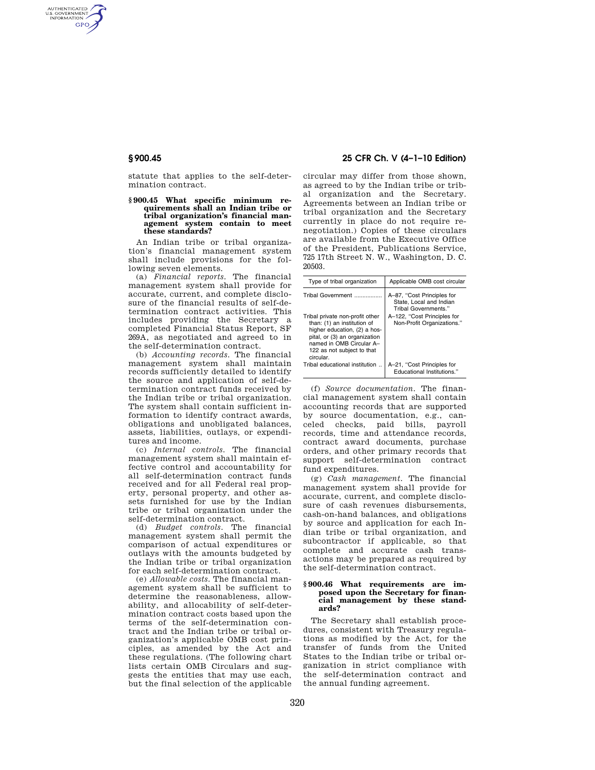statute that applies to the self-determination contract.

### § 900.45 What specific minimum requirements shall an Indian tribe or tribal organization's financial management system contain to meet these standards?

An Indian tribe or tribal organization's financial management system shall include provisions for the following seven elements.

(a) *Financial reports.* The financial management system shall provide for accurate, current, and complete disclosure of the financial results of self-determination contract activities. This includes providing the Secretary a completed Financial Status Report, SF 269A, as negotiated and agreed to in the self-determination contract.

(b) *Accounting records.* The financial management system shall maintain records sufficiently detailed to identify the source and application of self-determination contract funds received by the Indian tribe or tribal organization. The system shall contain sufficient information to identify contract awards, obligations and unobligated balances, assets, liabilities, outlays, or expenditures and income.

(c) *Internal controls.* The financial management system shall maintain effective control and accountability for all self-determination contract funds received and for all Federal real property, personal property, and other assets furnished for use by the Indian tribe or tribal organization under the self-determination contract.

(d) *Budget controls.* The financial management system shall permit the comparison of actual expenditures or outlays with the amounts budgeted by the Indian tribe or tribal organization for each self-determination contract.

(e) *Allowable costs.* The financial management system shall be sufficient to determine the reasonableness, allowability, and allocability of self-determination contract costs based upon the terms of the self-determination contract and the Indian tribe or tribal organization's applicable OMB cost principles, as amended by the Act and these regulations. (The following chart lists certain OMB Circulars and suggests the entities that may use each, but the final selection of the applicable circular may differ from those shown, as agreed to by the Indian tribe or tribal organization and the Secretary. Agreements between an Indian tribe or tribal organization and the Secretary currently in place do not require renegotiation.) Copies of these circulars are available from the Executive Office of the President, Publications Service, 725 17th Street N. W., Washington, D. C. 20503.

| Type of tribal organization | Applicable OMB cost circular |
|---|---|
| Tribal Government | A–87, "Cost Principles for State, Local and Indian Tribal Governments." |
| Tribal private non-profit other than: (1) an institution of higher education, (2) a hospital, or (3) an organization named in OMB Circular A–122 as not subject to that circular. | A–122, "Cost Principles for Non-Profit Organizations." |
| Tribal educational institution | A–21, "Cost Principles for Educational Institutions." |

(f) *Source documentation.* The financial management system shall contain accounting records that are supported by source documentation, e.g., canceled checks, paid bills, payroll records, time and attendance records, contract award documents, purchase orders, and other primary records that support self-determination contract fund expenditures.

(g) *Cash management.* The financial management system shall provide for accurate, current, and complete disclosure of cash revenues disbursements, cash-on-hand balances, and obligations by source and application for each Indian tribe or tribal organization, and subcontractor if applicable, so that complete and accurate cash transactions may be prepared as required by the self-determination contract.

### § 900.46 What requirements are imposed upon the Secretary for financial management by these standards?

The Secretary shall establish procedures, consistent with Treasury regulations as modified by the Act, for the transfer of funds from the United States to the Indian tribe or tribal organization in strict compliance with the self-determination contract and the annual funding agreement.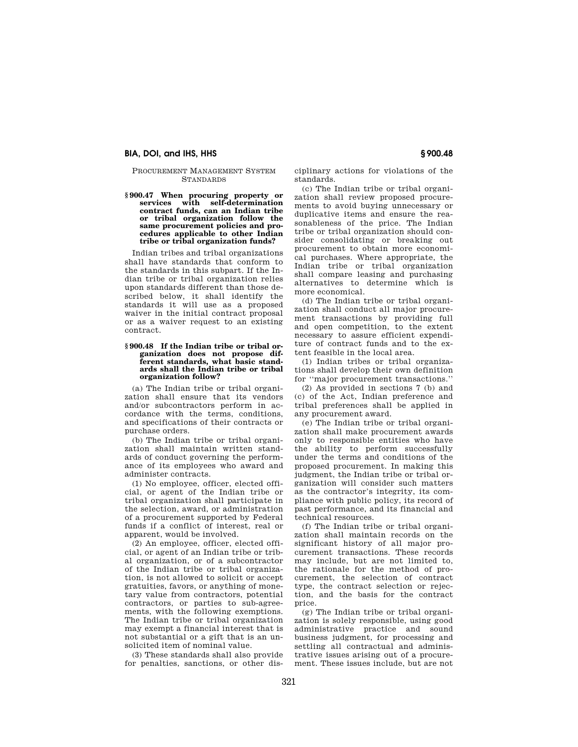PROCUREMENT MANAGEMENT SYSTEM STANDARDS

### § 900.47 When procuring property or services with self-determination contract funds, can an Indian tribe or tribal organization follow the same procurement policies and procedures applicable to other Indian tribe or tribal organization funds?

Indian tribes and tribal organizations shall have standards that conform to the standards in this subpart. If the Indian tribe or tribal organization relies upon standards different than those described below, it shall identify the standards it will use as a proposed waiver in the initial contract proposal or as a waiver request to an existing contract.

### § 900.48 If the Indian tribe or tribal organization does not propose different standards, what basic standards shall the Indian tribe or tribal organization follow?

(a) The Indian tribe or tribal organization shall ensure that its vendors and/or subcontractors perform in accordance with the terms, conditions, and specifications of their contracts or purchase orders.

(b) The Indian tribe or tribal organization shall maintain written standards of conduct governing the performance of its employees who award and administer contracts.

(1) No employee, officer, elected official, or agent of the Indian tribe or tribal organization shall participate in the selection, award, or administration of a procurement supported by Federal funds if a conflict of interest, real or apparent, would be involved.

(2) An employee, officer, elected official, or agent of an Indian tribe or tribal organization, or of a subcontractor of the Indian tribe or tribal organization, is not allowed to solicit or accept gratuities, favors, or anything of monetary value from contractors, potential contractors, or parties to sub-agreements, with the following exemptions. The Indian tribe or tribal organization may exempt a financial interest that is not substantial or a gift that is an unsolicited item of nominal value.

(3) These standards shall also provide for penalties, sanctions, or other disciplinary actions for violations of the standards.

(c) The Indian tribe or tribal organization shall review proposed procurements to avoid buying unnecessary or duplicative items and ensure the reasonableness of the price. The Indian tribe or tribal organization should consider consolidating or breaking out procurement to obtain more economical purchases. Where appropriate, the Indian tribe or tribal organization shall compare leasing and purchasing alternatives to determine which is more economical.

(d) The Indian tribe or tribal organization shall conduct all major procurement transactions by providing full and open competition, to the extent necessary to assure efficient expenditure of contract funds and to the extent feasible in the local area.

(1) Indian tribes or tribal organizations shall develop their own definition for ''major procurement transactions.''

(2) As provided in sections 7 (b) and (c) of the Act, Indian preference and tribal preferences shall be applied in any procurement award.

(e) The Indian tribe or tribal organization shall make procurement awards only to responsible entities who have the ability to perform successfully under the terms and conditions of the proposed procurement. In making this judgment, the Indian tribe or tribal organization will consider such matters as the contractor's integrity, its compliance with public policy, its record of past performance, and its financial and technical resources.

(f) The Indian tribe or tribal organization shall maintain records on the significant history of all major procurement transactions. These records may include, but are not limited to, the rationale for the method of procurement, the selection of contract type, the contract selection or rejection, and the basis for the contract price.

(g) The Indian tribe or tribal organization is solely responsible, using good administrative practice and sound business judgment, for processing and settling all contractual and administrative issues arising out of a procurement. These issues include, but are not